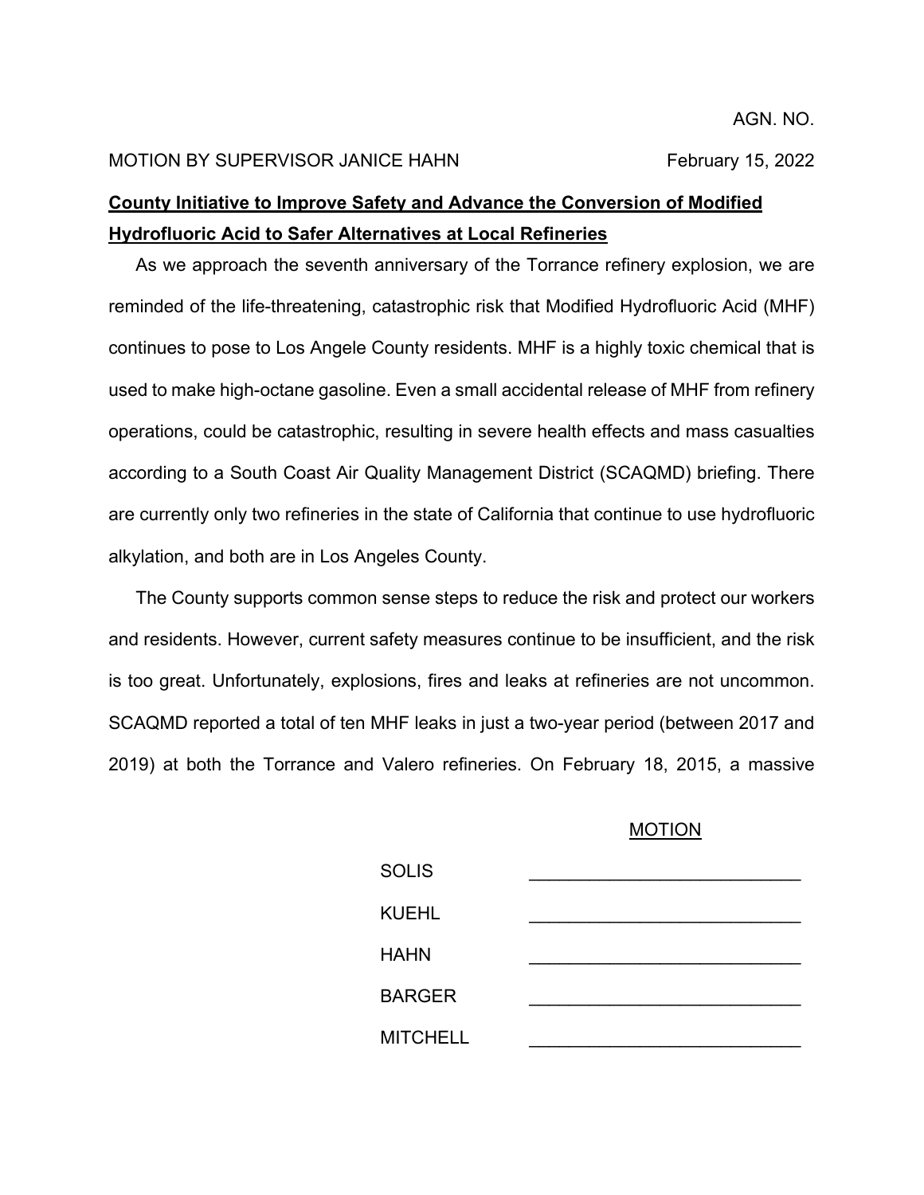AGN. NO.

MOTION BY SUPERVISOR JANICE HAHN February 15, 2022

**County Initiative to Improve Safety and Advance the Conversion of Modified Hydrofluoric Acid to Safer Alternatives at Local Refineries**

As we approach the seventh anniversary of the Torrance refinery explosion, we are reminded of the life-threatening, catastrophic risk that Modified Hydrofluoric Acid (MHF) continues to pose to Los Angele County residents. MHF is a highly toxic chemical that is used to make high-octane gasoline. Even a small accidental release of MHF from refinery operations, could be catastrophic, resulting in severe health effects and mass casualties according to a South Coast Air Quality Management District (SCAQMD) briefing. There are currently only two refineries in the state of California that continue to use hydrofluoric alkylation, and both are in Los Angeles County.

The County supports common sense steps to reduce the risk and protect our workers and residents. However, current safety measures continue to be insufficient, and the risk is too great. Unfortunately, explosions, fires and leaks at refineries are not uncommon. SCAQMD reported a total of ten MHF leaks in just a two-year period (between 2017 and 2019) at both the Torrance and Valero refineries. On February 18, 2015, a massive

MOTION

| | |
|---|---|
| SOLIS | ___________________________ |
| KUEHL | ___________________________ |
| HAHN | ___________________________ |
| BARGER | ___________________________ |
| MITCHELL | ___________________________ |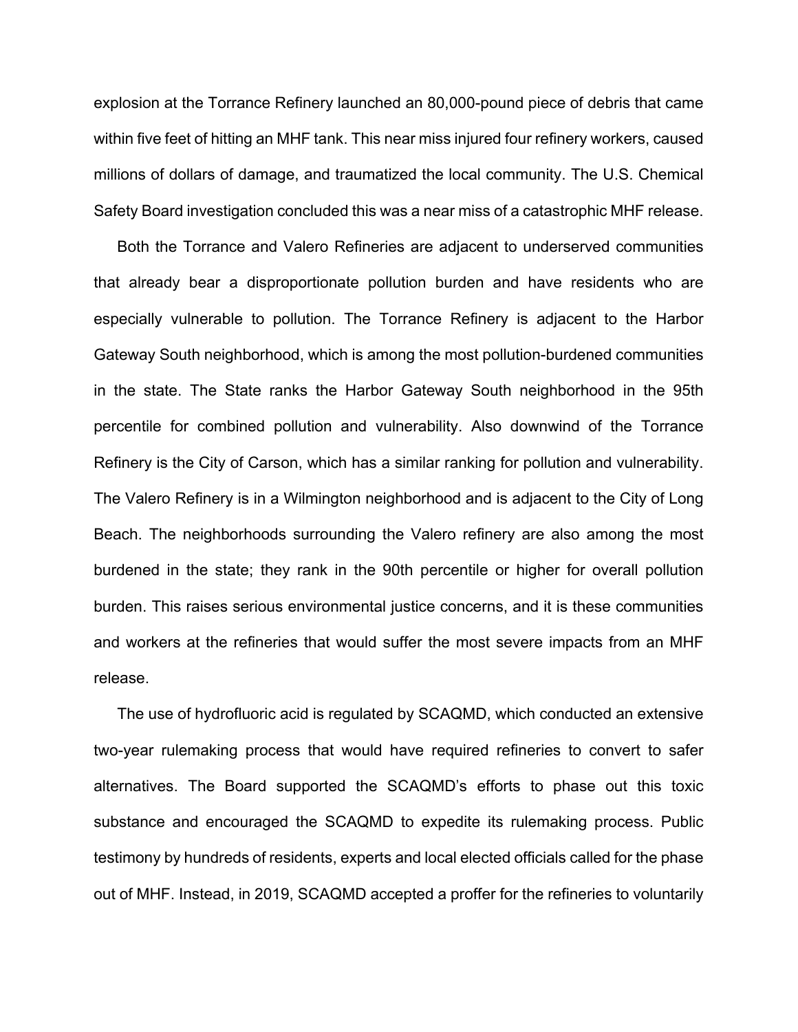explosion at the Torrance Refinery launched an 80,000-pound piece of debris that came within five feet of hitting an MHF tank. This near miss injured four refinery workers, caused millions of dollars of damage, and traumatized the local community. The U.S. Chemical Safety Board investigation concluded this was a near miss of a catastrophic MHF release.

Both the Torrance and Valero Refineries are adjacent to underserved communities that already bear a disproportionate pollution burden and have residents who are especially vulnerable to pollution. The Torrance Refinery is adjacent to the Harbor Gateway South neighborhood, which is among the most pollution-burdened communities in the state. The State ranks the Harbor Gateway South neighborhood in the 95th percentile for combined pollution and vulnerability. Also downwind of the Torrance Refinery is the City of Carson, which has a similar ranking for pollution and vulnerability. The Valero Refinery is in a Wilmington neighborhood and is adjacent to the City of Long Beach. The neighborhoods surrounding the Valero refinery are also among the most burdened in the state; they rank in the 90th percentile or higher for overall pollution burden. This raises serious environmental justice concerns, and it is these communities and workers at the refineries that would suffer the most severe impacts from an MHF release.

The use of hydrofluoric acid is regulated by SCAQMD, which conducted an extensive two-year rulemaking process that would have required refineries to convert to safer alternatives. The Board supported the SCAQMD's efforts to phase out this toxic substance and encouraged the SCAQMD to expedite its rulemaking process. Public testimony by hundreds of residents, experts and local elected officials called for the phase out of MHF. Instead, in 2019, SCAQMD accepted a proffer for the refineries to voluntarily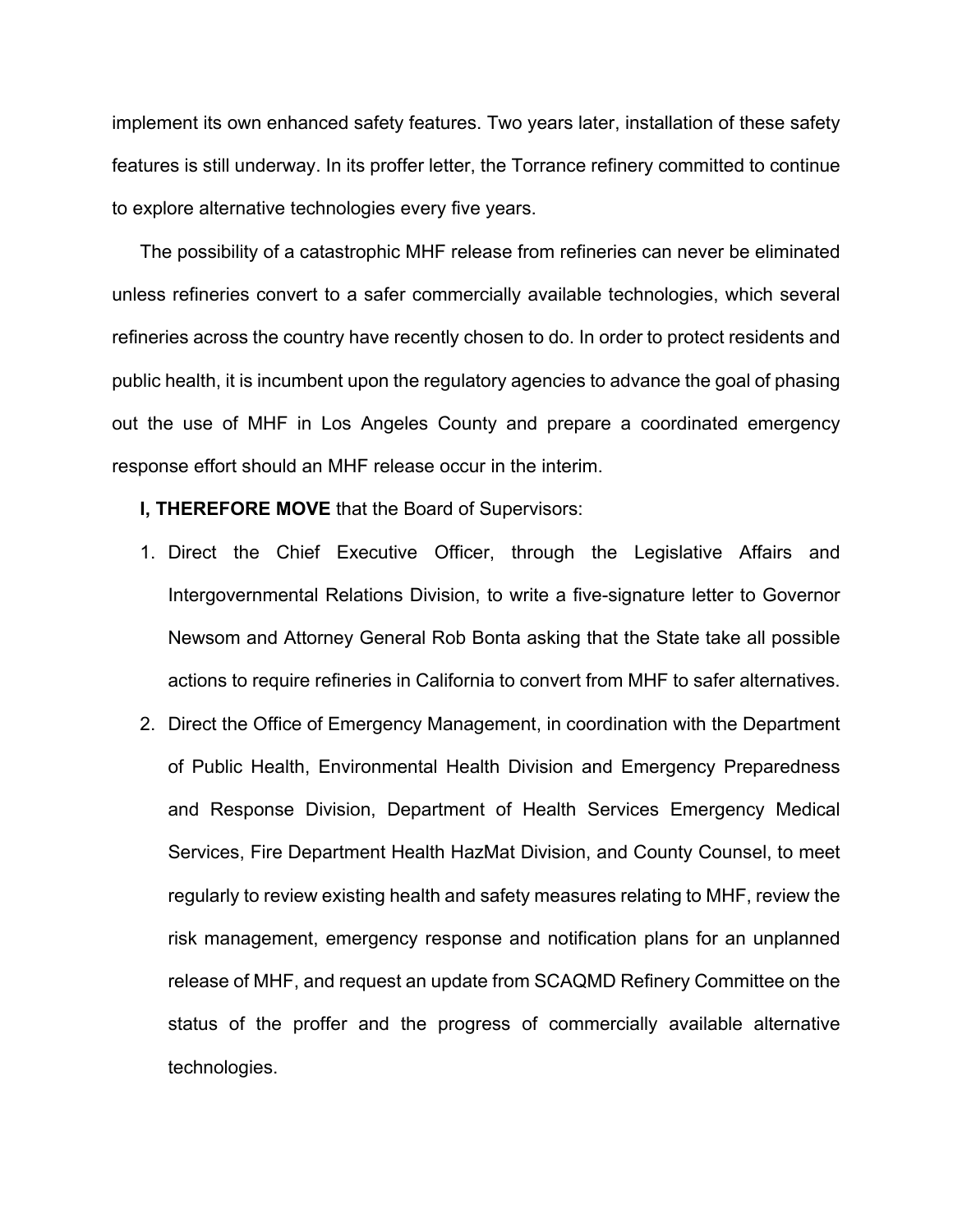implement its own enhanced safety features. Two years later, installation of these safety features is still underway. In its proffer letter, the Torrance refinery committed to continue to explore alternative technologies every five years.

The possibility of a catastrophic MHF release from refineries can never be eliminated unless refineries convert to a safer commercially available technologies, which several refineries across the country have recently chosen to do. In order to protect residents and public health, it is incumbent upon the regulatory agencies to advance the goal of phasing out the use of MHF in Los Angeles County and prepare a coordinated emergency response effort should an MHF release occur in the interim.

**I, THEREFORE MOVE** that the Board of Supervisors:

1. Direct the Chief Executive Officer, through the Legislative Affairs and Intergovernmental Relations Division, to write a five-signature letter to Governor Newsom and Attorney General Rob Bonta asking that the State take all possible actions to require refineries in California to convert from MHF to safer alternatives.
2. Direct the Office of Emergency Management, in coordination with the Department of Public Health, Environmental Health Division and Emergency Preparedness and Response Division, Department of Health Services Emergency Medical Services, Fire Department Health HazMat Division, and County Counsel, to meet regularly to review existing health and safety measures relating to MHF, review the risk management, emergency response and notification plans for an unplanned release of MHF, and request an update from SCAQMD Refinery Committee on the status of the proffer and the progress of commercially available alternative technologies.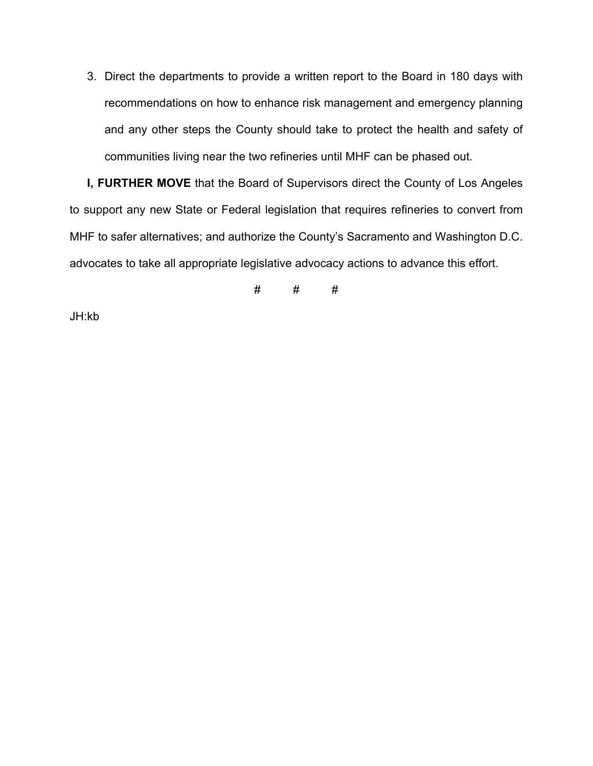3. Direct the departments to provide a written report to the Board in 180 days with recommendations on how to enhance risk management and emergency planning and any other steps the County should take to protect the health and safety of communities living near the two refineries until MHF can be phased out.

**I, FURTHER MOVE** that the Board of Supervisors direct the County of Los Angeles to support any new State or Federal legislation that requires refineries to convert from MHF to safer alternatives; and authorize the County's Sacramento and Washington D.C. advocates to take all appropriate legislative advocacy actions to advance this effort.

# # #

JH:kb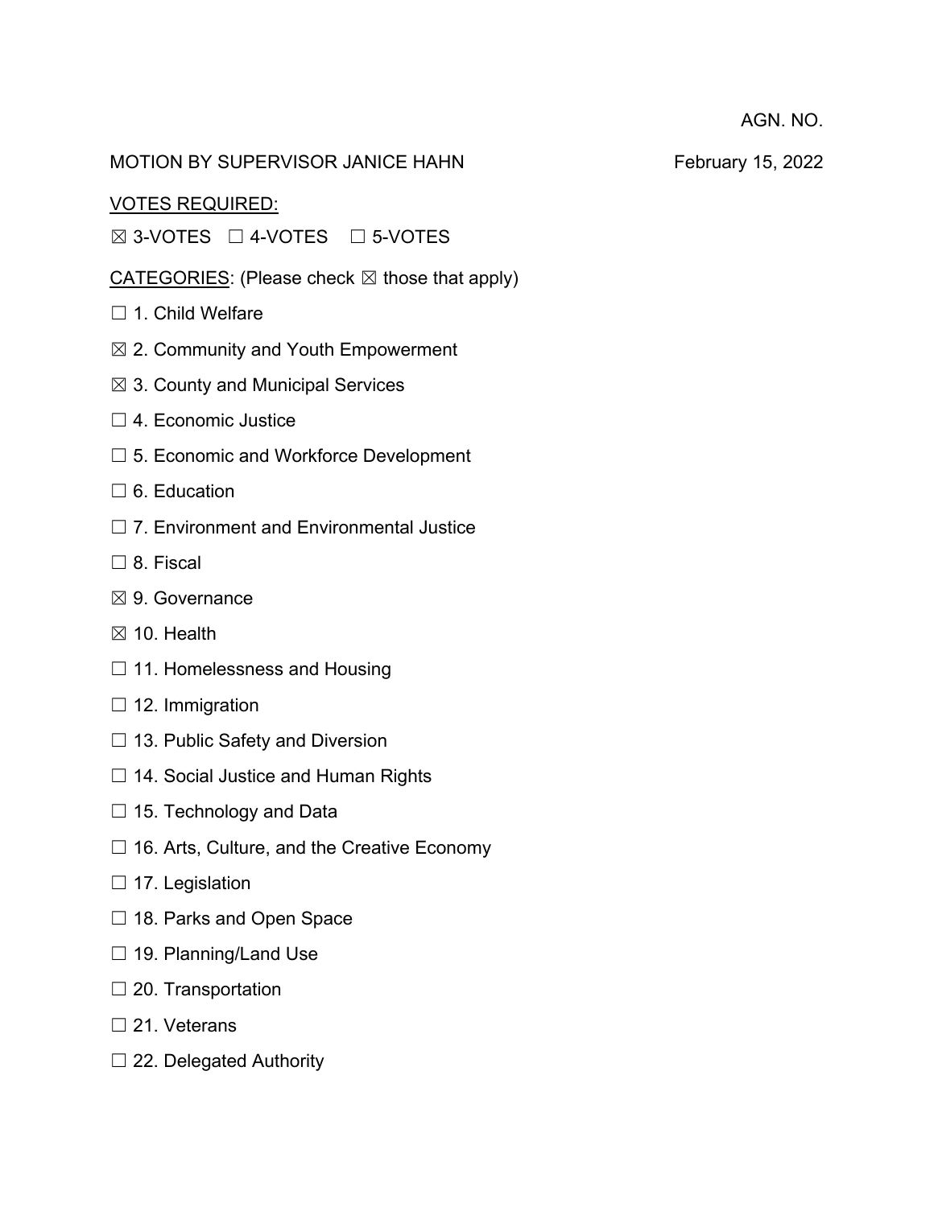AGN. NO.

MOTION BY SUPERVISOR JANICE HAHN February 15, 2022

<u>VOTES REQUIRED:</u>

☒ 3-VOTES ☐ 4-VOTES ☐ 5-VOTES

<u>CATEGORIES</u>: (Please check ☒ those that apply)

☐ 1. Child Welfare

☒ 2. Community and Youth Empowerment

☒ 3. County and Municipal Services

☐ 4. Economic Justice

☐ 5. Economic and Workforce Development

☐ 6. Education

☐ 7. Environment and Environmental Justice

☐ 8. Fiscal

☒ 9. Governance

☒ 10. Health

☐ 11. Homelessness and Housing

☐ 12. Immigration

☐ 13. Public Safety and Diversion

☐ 14. Social Justice and Human Rights

☐ 15. Technology and Data

☐ 16. Arts, Culture, and the Creative Economy

☐ 17. Legislation

☐ 18. Parks and Open Space

☐ 19. Planning/Land Use

☐ 20. Transportation

☐ 21. Veterans

☐ 22. Delegated Authority